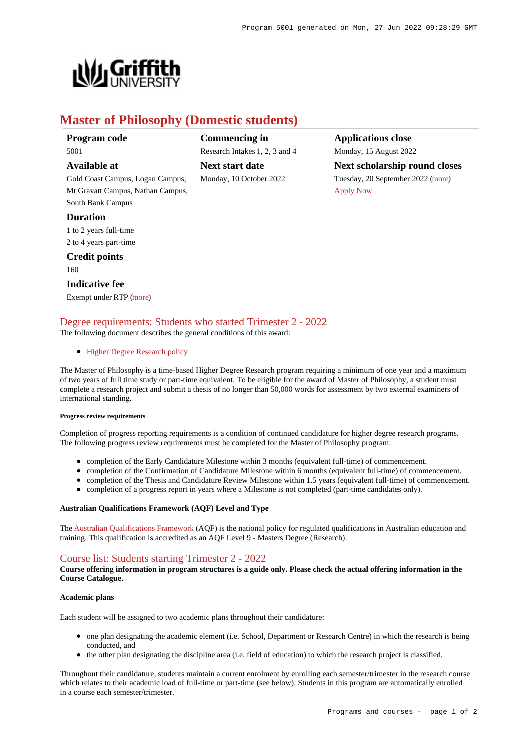# Master of Philosophy (Domestic students)

**Program code**
5001

**Available at**
Gold Coast Campus, Logan Campus, Mt Gravatt Campus, Nathan Campus, South Bank Campus

**Duration**
1 to 2 years full-time
2 to 4 years part-time

**Credit points**
160

**Indicative fee**
Exempt under RTP (more)

**Commencing in**
Research Intakes 1, 2, 3 and 4

**Next start date**
Monday, 10 October 2022

**Applications close**
Monday, 15 August 2022

**Next scholarship round closes**
Tuesday, 20 September 2022 (more)
Apply Now

## Degree requirements: Students who started Trimester 2 - 2022

The following document describes the general conditions of this award:

- Higher Degree Research policy

The Master of Philosophy is a time-based Higher Degree Research program requiring a minimum of one year and a maximum of two years of full time study or part-time equivalent. To be eligible for the award of Master of Philosophy, a student must complete a research project and submit a thesis of no longer than 50,000 words for assessment by two external examiners of international standing.

##### Progress review requirements

Completion of progress reporting requirements is a condition of continued candidature for higher degree research programs. The following progress review requirements must be completed for the Master of Philosophy program:

- completion of the Early Candidature Milestone within 3 months (equivalent full-time) of commencement.
- completion of the Confirmation of Candidature Milestone within 6 months (equivalent full-time) of commencement.
- completion of the Thesis and Candidature Review Milestone within 1.5 years (equivalent full-time) of commencement.
- completion of a progress report in years where a Milestone is not completed (part-time candidates only).

**Australian Qualifications Framework (AQF) Level and Type**

The Australian Qualifications Framework (AQF) is the national policy for regulated qualifications in Australian education and training. This qualification is accredited as an AQF Level 9 - Masters Degree (Research).

## Course list: Students starting Trimester 2 - 2022

**Course offering information in program structures is a guide only. Please check the actual offering information in the Course Catalogue.**

**Academic plans**

Each student will be assigned to two academic plans throughout their candidature:

- one plan designating the academic element (i.e. School, Department or Research Centre) in which the research is being conducted, and
- the other plan designating the discipline area (i.e. field of education) to which the research project is classified.

Throughout their candidature, students maintain a current enrolment by enrolling each semester/trimester in the research course which relates to their academic load of full-time or part-time (see below). Students in this program are automatically enrolled in a course each semester/trimester.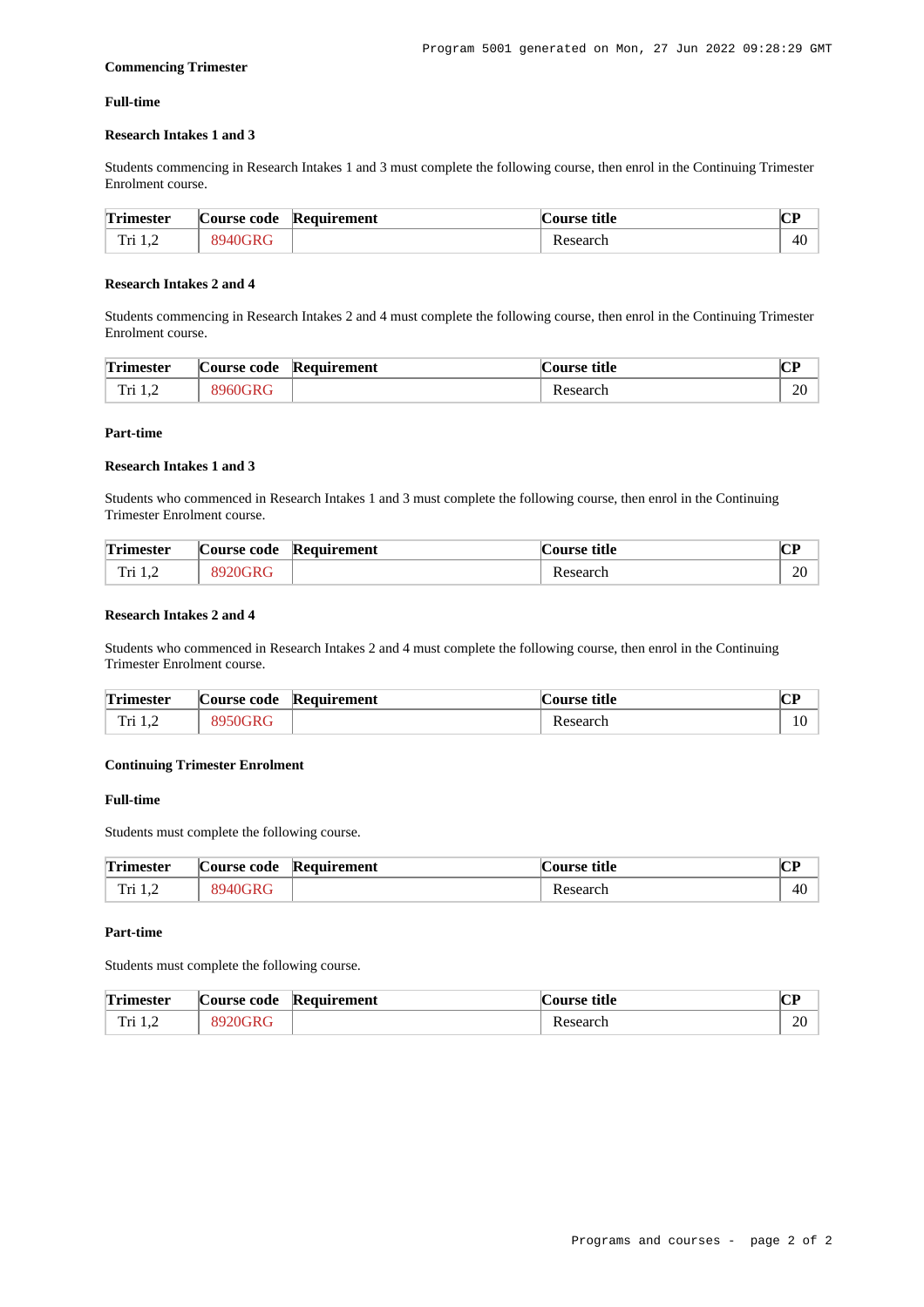### Commencing Trimester

#### Full-time

##### Research Intakes 1 and 3

Students commencing in Research Intakes 1 and 3 must complete the following course, then enrol in the Continuing Trimester Enrolment course.

| Trimester | Course code | Requirement | Course title | CP |
|---|---|---|---|---|
| Tri 1,2 | 8940GRG | | Research | 40 |

##### Research Intakes 2 and 4

Students commencing in Research Intakes 2 and 4 must complete the following course, then enrol in the Continuing Trimester Enrolment course.

| Trimester | Course code | Requirement | Course title | CP |
|---|---|---|---|---|
| Tri 1,2 | 8960GRG | | Research | 20 |

#### Part-time

##### Research Intakes 1 and 3

Students who commenced in Research Intakes 1 and 3 must complete the following course, then enrol in the Continuing Trimester Enrolment course.

| Trimester | Course code | Requirement | Course title | CP |
|---|---|---|---|---|
| Tri 1,2 | 8920GRG | | Research | 20 |

##### Research Intakes 2 and 4

Students who commenced in Research Intakes 2 and 4 must complete the following course, then enrol in the Continuing Trimester Enrolment course.

| Trimester | Course code | Requirement | Course title | CP |
|---|---|---|---|---|
| Tri 1,2 | 8950GRG | | Research | 10 |

### Continuing Trimester Enrolment

#### Full-time

Students must complete the following course.

| Trimester | Course code | Requirement | Course title | CP |
|---|---|---|---|---|
| Tri 1,2 | 8940GRG | | Research | 40 |

#### Part-time

Students must complete the following course.

| Trimester | Course code | Requirement | Course title | CP |
|---|---|---|---|---|
| Tri 1,2 | 8920GRG | | Research | 20 |